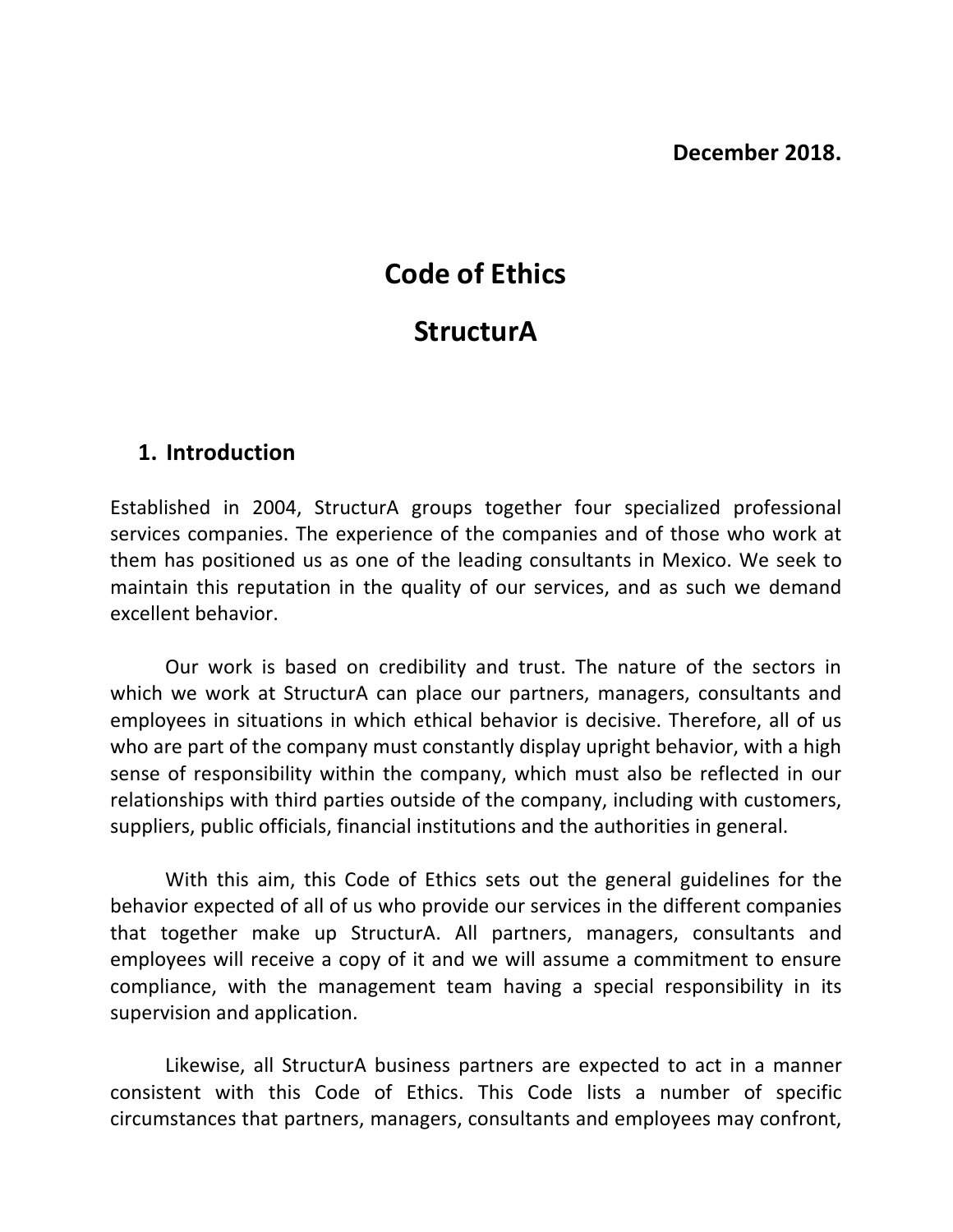**December 2018.**

# Code of Ethics

# StructurA

## 1. Introduction

Established in 2004, StructurA groups together four specialized professional services companies. The experience of the companies and of those who work at them has positioned us as one of the leading consultants in Mexico. We seek to maintain this reputation in the quality of our services, and as such we demand excellent behavior.

Our work is based on credibility and trust. The nature of the sectors in which we work at StructurA can place our partners, managers, consultants and employees in situations in which ethical behavior is decisive. Therefore, all of us who are part of the company must constantly display upright behavior, with a high sense of responsibility within the company, which must also be reflected in our relationships with third parties outside of the company, including with customers, suppliers, public officials, financial institutions and the authorities in general.

With this aim, this Code of Ethics sets out the general guidelines for the behavior expected of all of us who provide our services in the different companies that together make up StructurA. All partners, managers, consultants and employees will receive a copy of it and we will assume a commitment to ensure compliance, with the management team having a special responsibility in its supervision and application.

Likewise, all StructurA business partners are expected to act in a manner consistent with this Code of Ethics. This Code lists a number of specific circumstances that partners, managers, consultants and employees may confront,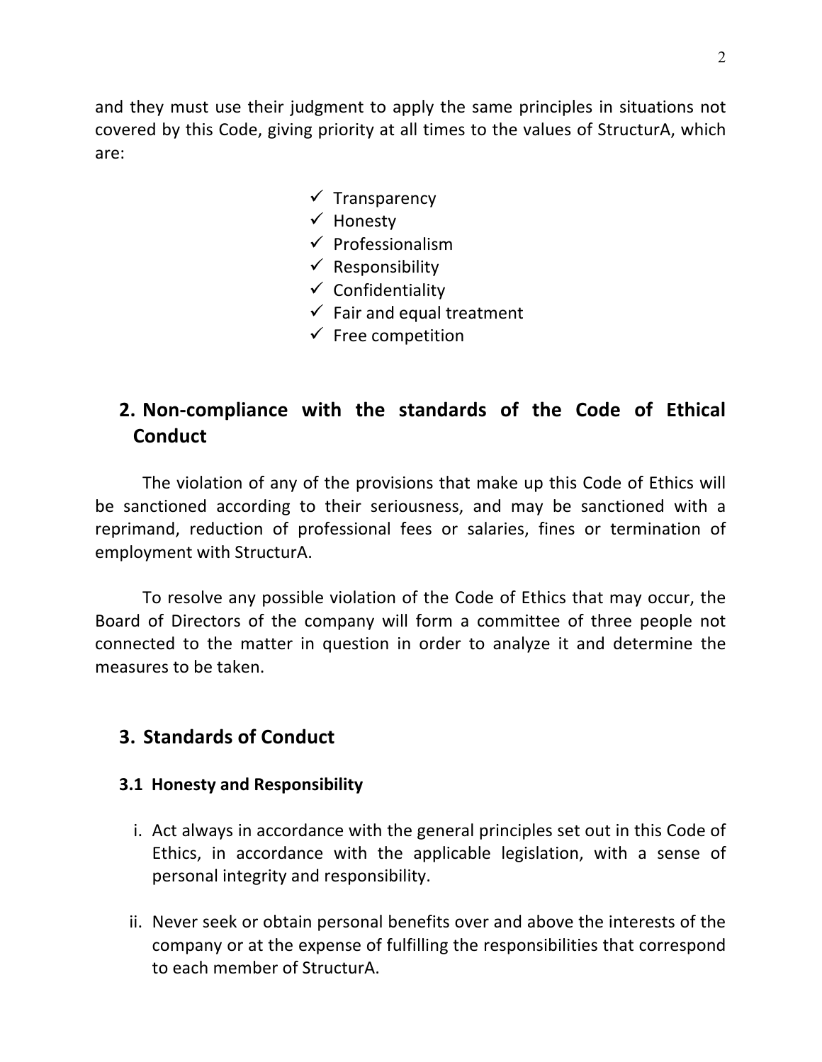and they must use their judgment to apply the same principles in situations not covered by this Code, giving priority at all times to the values of StructurA, which are:

- ✓ Transparency
- ✓ Honesty
- ✓ Professionalism
- ✓ Responsibility
- ✓ Confidentiality
- ✓ Fair and equal treatment
- ✓ Free competition

## 2. Non-compliance with the standards of the Code of Ethical Conduct

The violation of any of the provisions that make up this Code of Ethics will be sanctioned according to their seriousness, and may be sanctioned with a reprimand, reduction of professional fees or salaries, fines or termination of employment with StructurA.

To resolve any possible violation of the Code of Ethics that may occur, the Board of Directors of the company will form a committee of three people not connected to the matter in question in order to analyze it and determine the measures to be taken.

## 3. Standards of Conduct

### 3.1 Honesty and Responsibility

i. Act always in accordance with the general principles set out in this Code of Ethics, in accordance with the applicable legislation, with a sense of personal integrity and responsibility.

ii. Never seek or obtain personal benefits over and above the interests of the company or at the expense of fulfilling the responsibilities that correspond to each member of StructurA.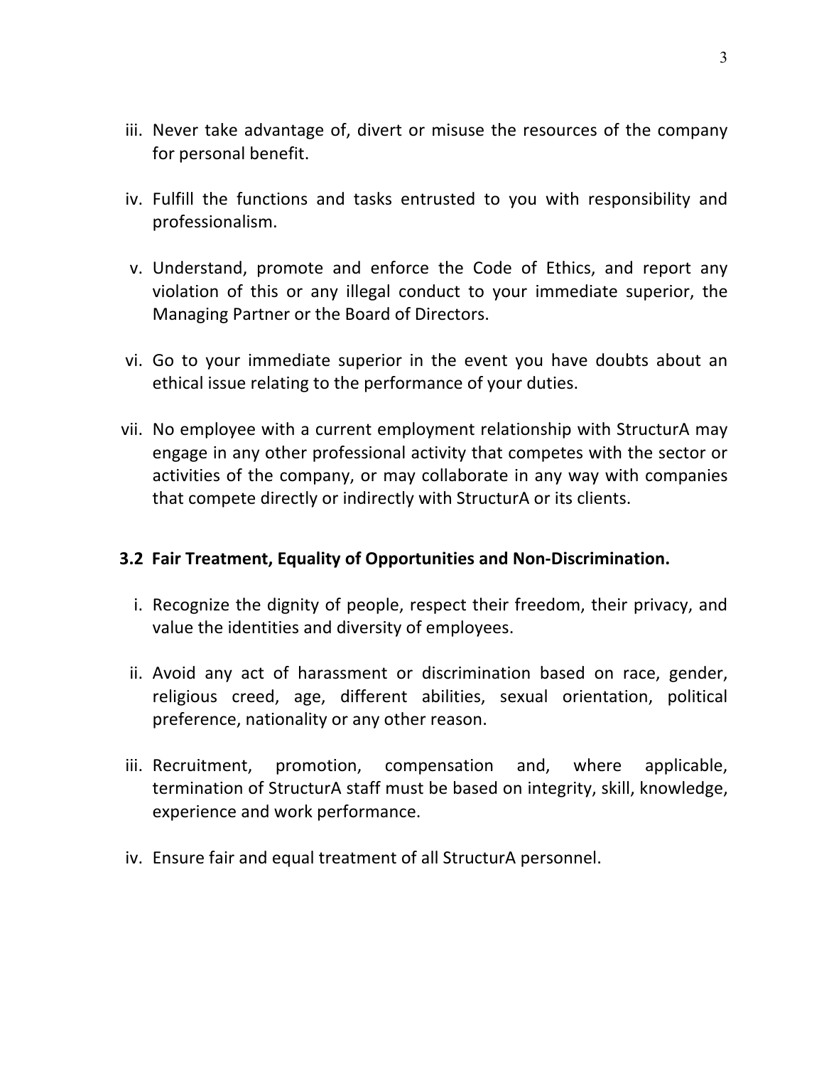iii. Never take advantage of, divert or misuse the resources of the company for personal benefit.

iv. Fulfill the functions and tasks entrusted to you with responsibility and professionalism.

v. Understand, promote and enforce the Code of Ethics, and report any violation of this or any illegal conduct to your immediate superior, the Managing Partner or the Board of Directors.

vi. Go to your immediate superior in the event you have doubts about an ethical issue relating to the performance of your duties.

vii. No employee with a current employment relationship with StructurA may engage in any other professional activity that competes with the sector or activities of the company, or may collaborate in any way with companies that compete directly or indirectly with StructurA or its clients.

### 3.2 Fair Treatment, Equality of Opportunities and Non-Discrimination.

i. Recognize the dignity of people, respect their freedom, their privacy, and value the identities and diversity of employees.

ii. Avoid any act of harassment or discrimination based on race, gender, religious creed, age, different abilities, sexual orientation, political preference, nationality or any other reason.

iii. Recruitment, promotion, compensation and, where applicable, termination of StructurA staff must be based on integrity, skill, knowledge, experience and work performance.

iv. Ensure fair and equal treatment of all StructurA personnel.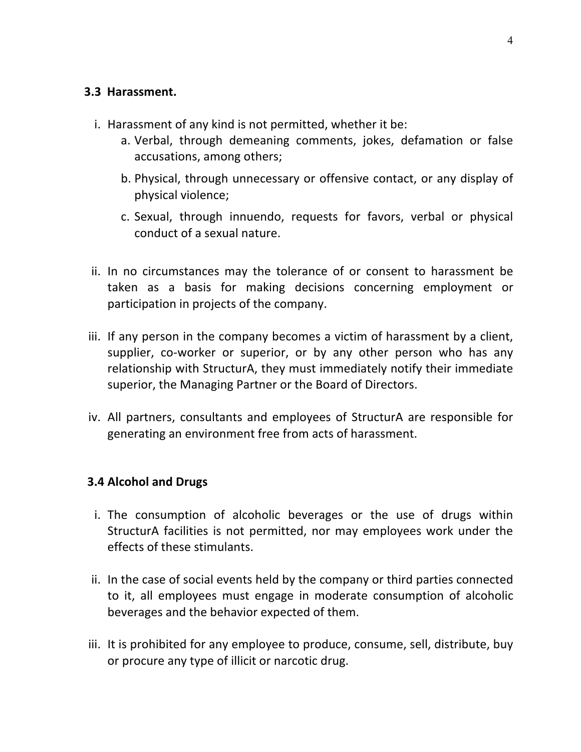### 3.3 Harassment.

i. Harassment of any kind is not permitted, whether it be:
   a. Verbal, through demeaning comments, jokes, defamation or false accusations, among others;
   b. Physical, through unnecessary or offensive contact, or any display of physical violence;
   c. Sexual, through innuendo, requests for favors, verbal or physical conduct of a sexual nature.

ii. In no circumstances may the tolerance of or consent to harassment be taken as a basis for making decisions concerning employment or participation in projects of the company.

iii. If any person in the company becomes a victim of harassment by a client, supplier, co-worker or superior, or by any other person who has any relationship with StructurA, they must immediately notify their immediate superior, the Managing Partner or the Board of Directors.

iv. All partners, consultants and employees of StructurA are responsible for generating an environment free from acts of harassment.

### 3.4 Alcohol and Drugs

i. The consumption of alcoholic beverages or the use of drugs within StructurA facilities is not permitted, nor may employees work under the effects of these stimulants.

ii. In the case of social events held by the company or third parties connected to it, all employees must engage in moderate consumption of alcoholic beverages and the behavior expected of them.

iii. It is prohibited for any employee to produce, consume, sell, distribute, buy or procure any type of illicit or narcotic drug.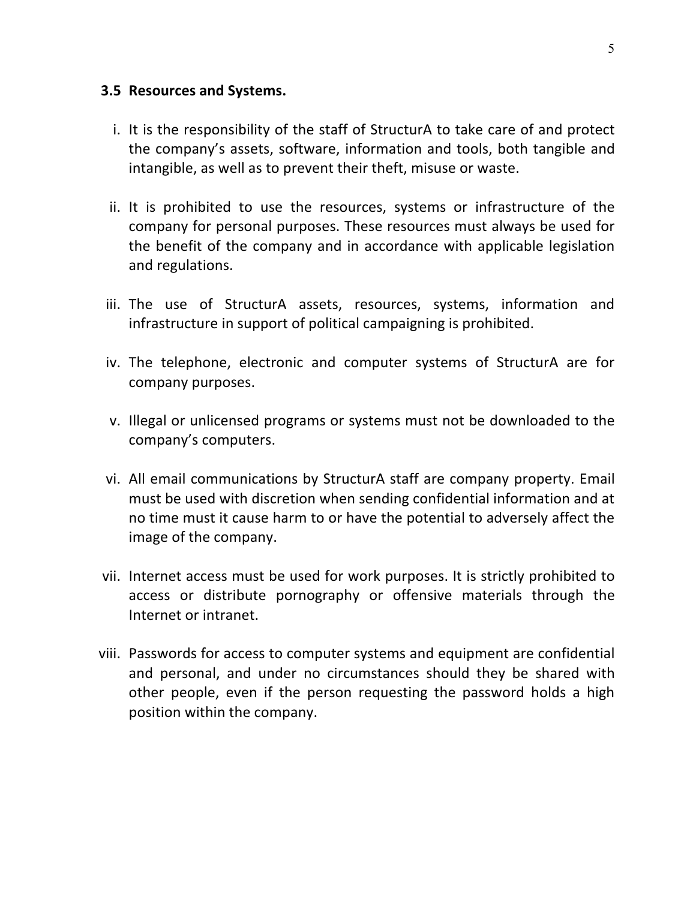### 3.5 Resources and Systems.

i. It is the responsibility of the staff of StructurA to take care of and protect the company's assets, software, information and tools, both tangible and intangible, as well as to prevent their theft, misuse or waste.

ii. It is prohibited to use the resources, systems or infrastructure of the company for personal purposes. These resources must always be used for the benefit of the company and in accordance with applicable legislation and regulations.

iii. The use of StructurA assets, resources, systems, information and infrastructure in support of political campaigning is prohibited.

iv. The telephone, electronic and computer systems of StructurA are for company purposes.

v. Illegal or unlicensed programs or systems must not be downloaded to the company's computers.

vi. All email communications by StructurA staff are company property. Email must be used with discretion when sending confidential information and at no time must it cause harm to or have the potential to adversely affect the image of the company.

vii. Internet access must be used for work purposes. It is strictly prohibited to access or distribute pornography or offensive materials through the Internet or intranet.

viii. Passwords for access to computer systems and equipment are confidential and personal, and under no circumstances should they be shared with other people, even if the person requesting the password holds a high position within the company.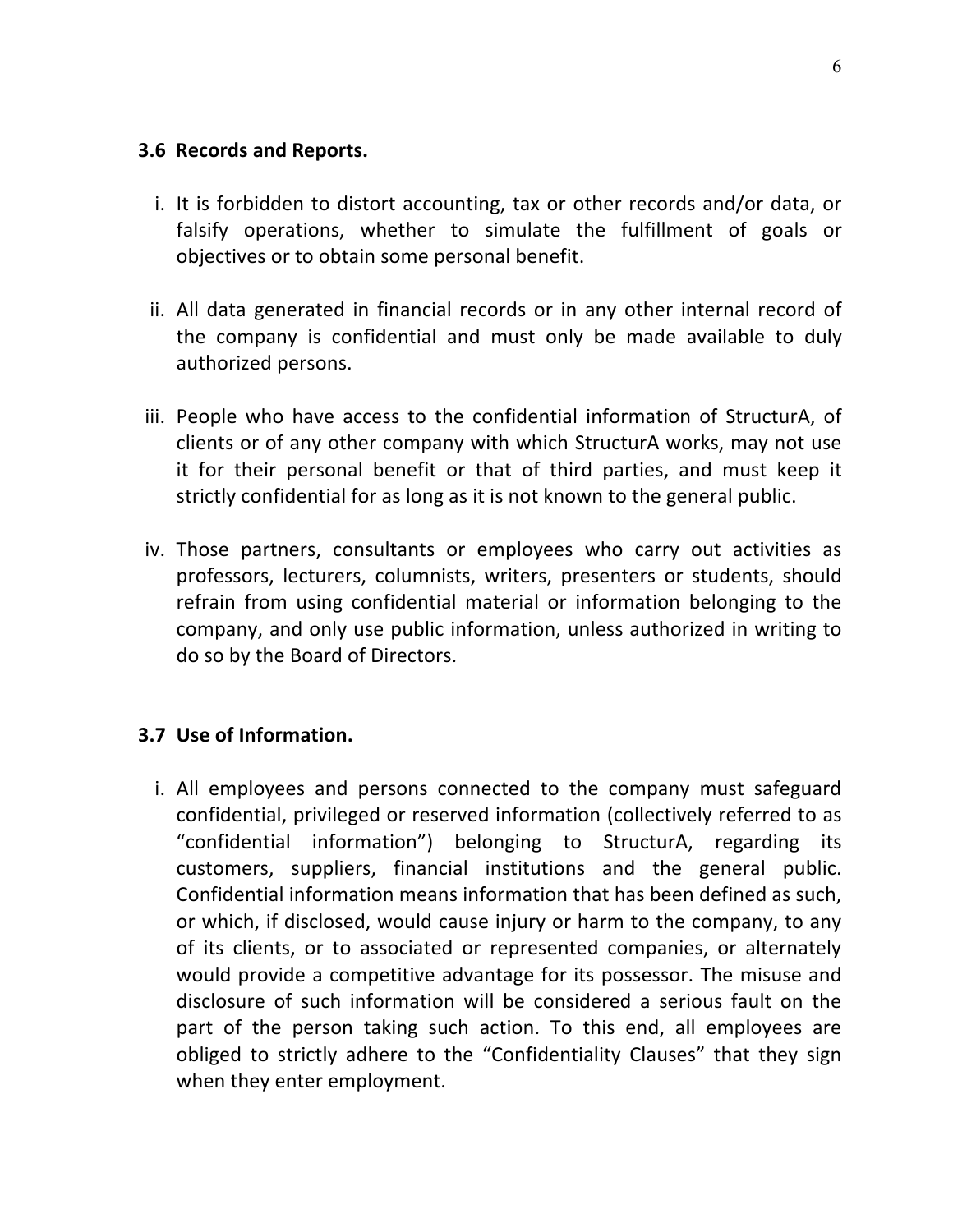### 3.6 Records and Reports.

i. It is forbidden to distort accounting, tax or other records and/or data, or falsify operations, whether to simulate the fulfillment of goals or objectives or to obtain some personal benefit.

ii. All data generated in financial records or in any other internal record of the company is confidential and must only be made available to duly authorized persons.

iii. People who have access to the confidential information of StructurA, of clients or of any other company with which StructurA works, may not use it for their personal benefit or that of third parties, and must keep it strictly confidential for as long as it is not known to the general public.

iv. Those partners, consultants or employees who carry out activities as professors, lecturers, columnists, writers, presenters or students, should refrain from using confidential material or information belonging to the company, and only use public information, unless authorized in writing to do so by the Board of Directors.

### 3.7 Use of Information.

i. All employees and persons connected to the company must safeguard confidential, privileged or reserved information (collectively referred to as "confidential information") belonging to StructurA, regarding its customers, suppliers, financial institutions and the general public. Confidential information means information that has been defined as such, or which, if disclosed, would cause injury or harm to the company, to any of its clients, or to associated or represented companies, or alternately would provide a competitive advantage for its possessor. The misuse and disclosure of such information will be considered a serious fault on the part of the person taking such action. To this end, all employees are obliged to strictly adhere to the "Confidentiality Clauses" that they sign when they enter employment.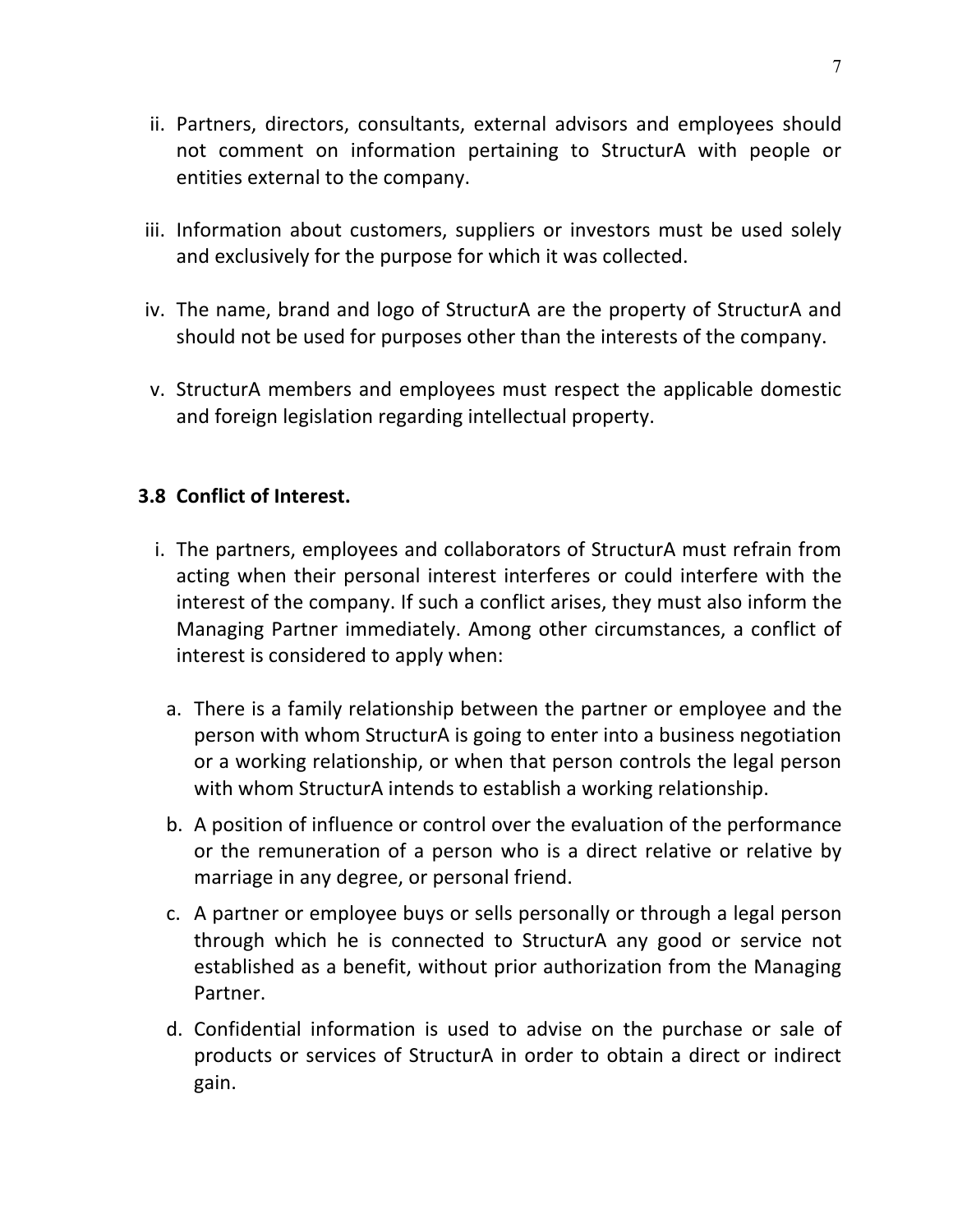ii. Partners, directors, consultants, external advisors and employees should not comment on information pertaining to StructurA with people or entities external to the company.

iii. Information about customers, suppliers or investors must be used solely and exclusively for the purpose for which it was collected.

iv. The name, brand and logo of StructurA are the property of StructurA and should not be used for purposes other than the interests of the company.

v. StructurA members and employees must respect the applicable domestic and foreign legislation regarding intellectual property.

### 3.8 Conflict of Interest.

i. The partners, employees and collaborators of StructurA must refrain from acting when their personal interest interferes or could interfere with the interest of the company. If such a conflict arises, they must also inform the Managing Partner immediately. Among other circumstances, a conflict of interest is considered to apply when:

   a. There is a family relationship between the partner or employee and the person with whom StructurA is going to enter into a business negotiation or a working relationship, or when that person controls the legal person with whom StructurA intends to establish a working relationship.

   b. A position of influence or control over the evaluation of the performance or the remuneration of a person who is a direct relative or relative by marriage in any degree, or personal friend.

   c. A partner or employee buys or sells personally or through a legal person through which he is connected to StructurA any good or service not established as a benefit, without prior authorization from the Managing Partner.

   d. Confidential information is used to advise on the purchase or sale of products or services of StructurA in order to obtain a direct or indirect gain.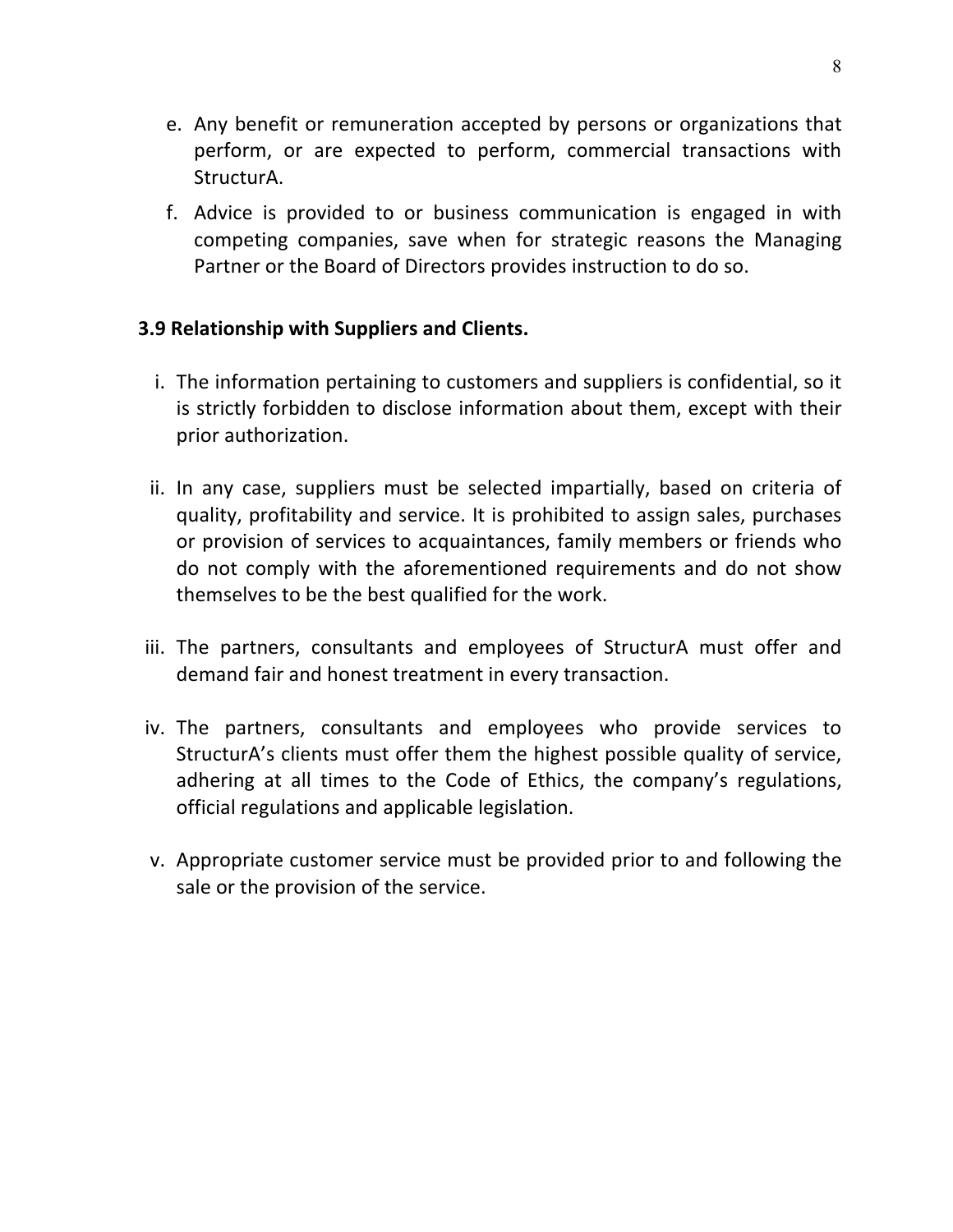e. Any benefit or remuneration accepted by persons or organizations that perform, or are expected to perform, commercial transactions with StructurA.
f. Advice is provided to or business communication is engaged in with competing companies, save when for strategic reasons the Managing Partner or the Board of Directors provides instruction to do so.

**3.9 Relationship with Suppliers and Clients.**

i. The information pertaining to customers and suppliers is confidential, so it is strictly forbidden to disclose information about them, except with their prior authorization.

ii. In any case, suppliers must be selected impartially, based on criteria of quality, profitability and service. It is prohibited to assign sales, purchases or provision of services to acquaintances, family members or friends who do not comply with the aforementioned requirements and do not show themselves to be the best qualified for the work.

iii. The partners, consultants and employees of StructurA must offer and demand fair and honest treatment in every transaction.

iv. The partners, consultants and employees who provide services to StructurA's clients must offer them the highest possible quality of service, adhering at all times to the Code of Ethics, the company's regulations, official regulations and applicable legislation.

v. Appropriate customer service must be provided prior to and following the sale or the provision of the service.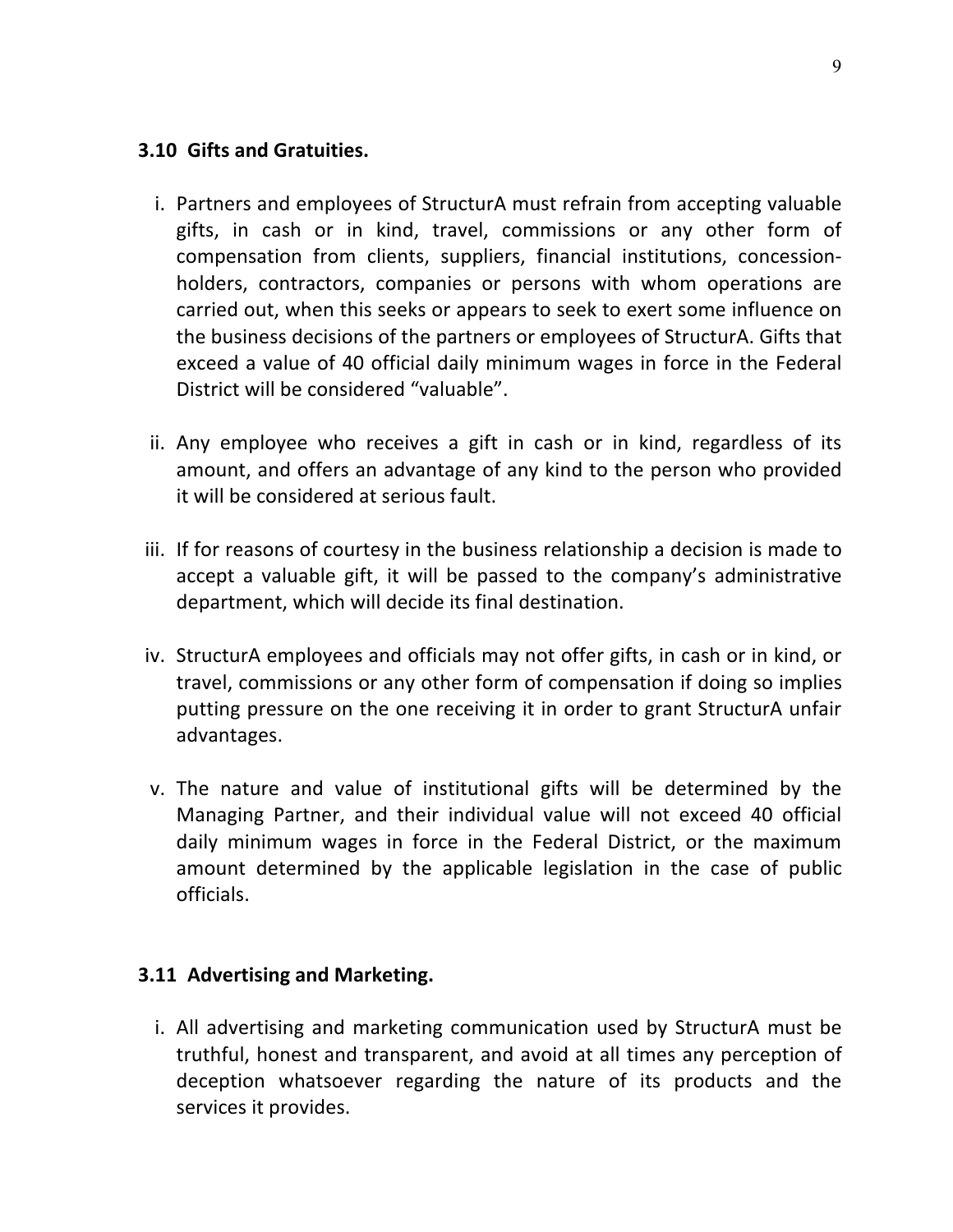### 3.10 Gifts and Gratuities.

i. Partners and employees of StructurA must refrain from accepting valuable gifts, in cash or in kind, travel, commissions or any other form of compensation from clients, suppliers, financial institutions, concession-holders, contractors, companies or persons with whom operations are carried out, when this seeks or appears to seek to exert some influence on the business decisions of the partners or employees of StructurA. Gifts that exceed a value of 40 official daily minimum wages in force in the Federal District will be considered "valuable".

ii. Any employee who receives a gift in cash or in kind, regardless of its amount, and offers an advantage of any kind to the person who provided it will be considered at serious fault.

iii. If for reasons of courtesy in the business relationship a decision is made to accept a valuable gift, it will be passed to the company's administrative department, which will decide its final destination.

iv. StructurA employees and officials may not offer gifts, in cash or in kind, or travel, commissions or any other form of compensation if doing so implies putting pressure on the one receiving it in order to grant StructurA unfair advantages.

v. The nature and value of institutional gifts will be determined by the Managing Partner, and their individual value will not exceed 40 official daily minimum wages in force in the Federal District, or the maximum amount determined by the applicable legislation in the case of public officials.

### 3.11 Advertising and Marketing.

i. All advertising and marketing communication used by StructurA must be truthful, honest and transparent, and avoid at all times any perception of deception whatsoever regarding the nature of its products and the services it provides.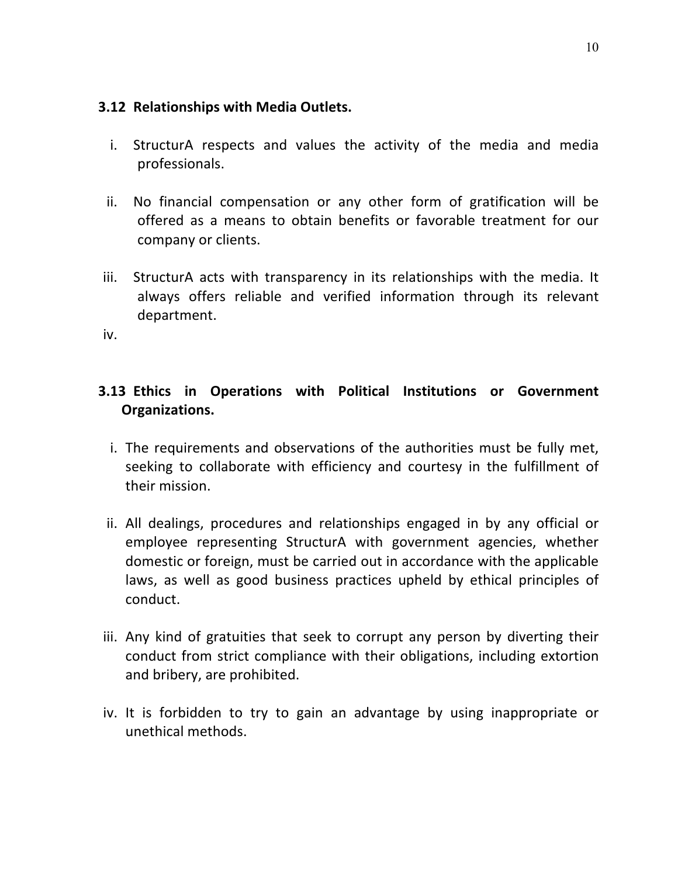### 3.12 Relationships with Media Outlets.

i. StructurA respects and values the activity of the media and media professionals.

ii. No financial compensation or any other form of gratification will be offered as a means to obtain benefits or favorable treatment for our company or clients.

iii. StructurA acts with transparency in its relationships with the media. It always offers reliable and verified information through its relevant department.

iv.

### 3.13 Ethics in Operations with Political Institutions or Government Organizations.

i. The requirements and observations of the authorities must be fully met, seeking to collaborate with efficiency and courtesy in the fulfillment of their mission.

ii. All dealings, procedures and relationships engaged in by any official or employee representing StructurA with government agencies, whether domestic or foreign, must be carried out in accordance with the applicable laws, as well as good business practices upheld by ethical principles of conduct.

iii. Any kind of gratuities that seek to corrupt any person by diverting their conduct from strict compliance with their obligations, including extortion and bribery, are prohibited.

iv. It is forbidden to try to gain an advantage by using inappropriate or unethical methods.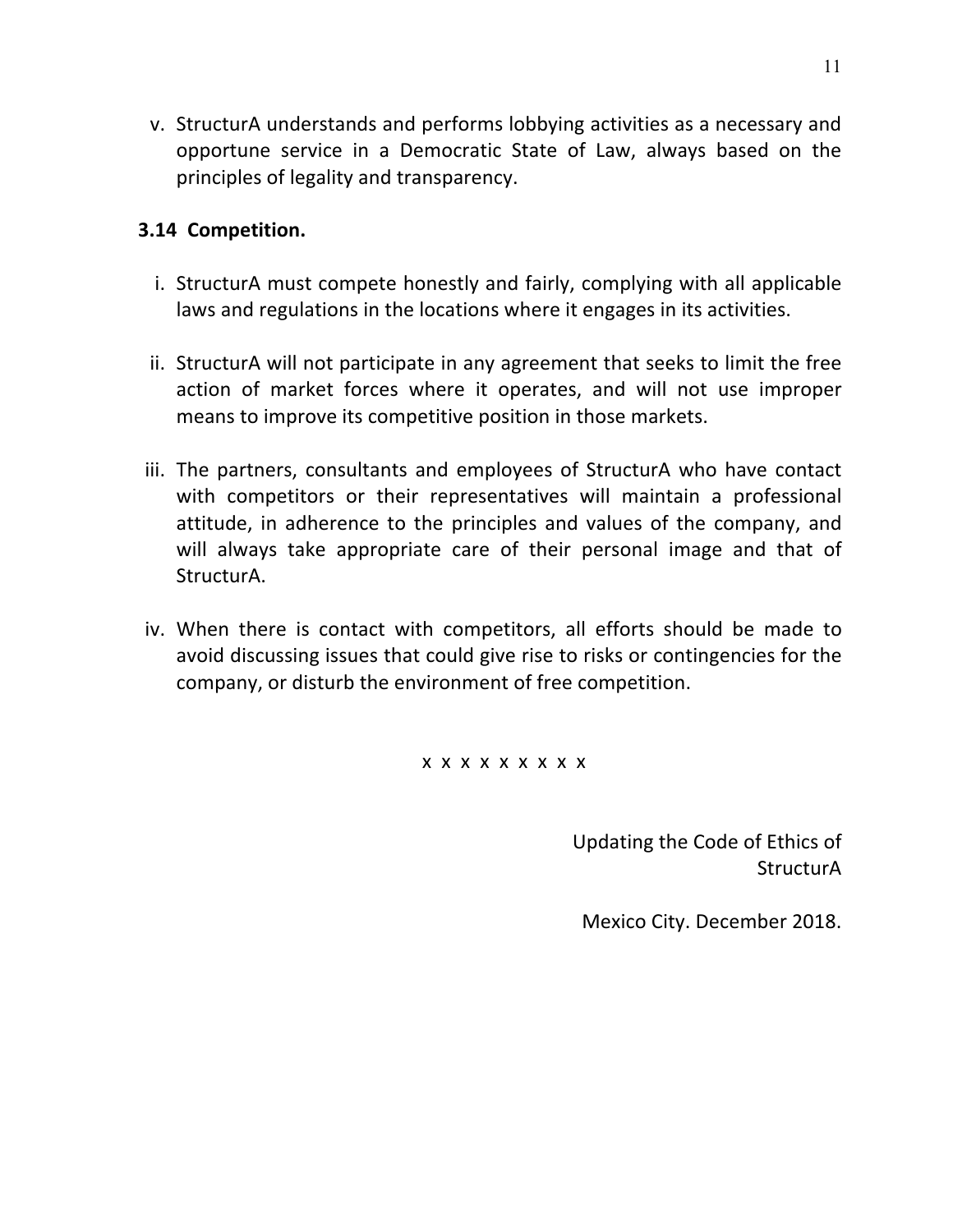v. StructurA understands and performs lobbying activities as a necessary and opportune service in a Democratic State of Law, always based on the principles of legality and transparency.

### 3.14 Competition.

i. StructurA must compete honestly and fairly, complying with all applicable laws and regulations in the locations where it engages in its activities.

ii. StructurA will not participate in any agreement that seeks to limit the free action of market forces where it operates, and will not use improper means to improve its competitive position in those markets.

iii. The partners, consultants and employees of StructurA who have contact with competitors or their representatives will maintain a professional attitude, in adherence to the principles and values of the company, and will always take appropriate care of their personal image and that of StructurA.

iv. When there is contact with competitors, all efforts should be made to avoid discussing issues that could give rise to risks or contingencies for the company, or disturb the environment of free competition.

x x x x x x x x x

Updating the Code of Ethics of StructurA

Mexico City. December 2018.